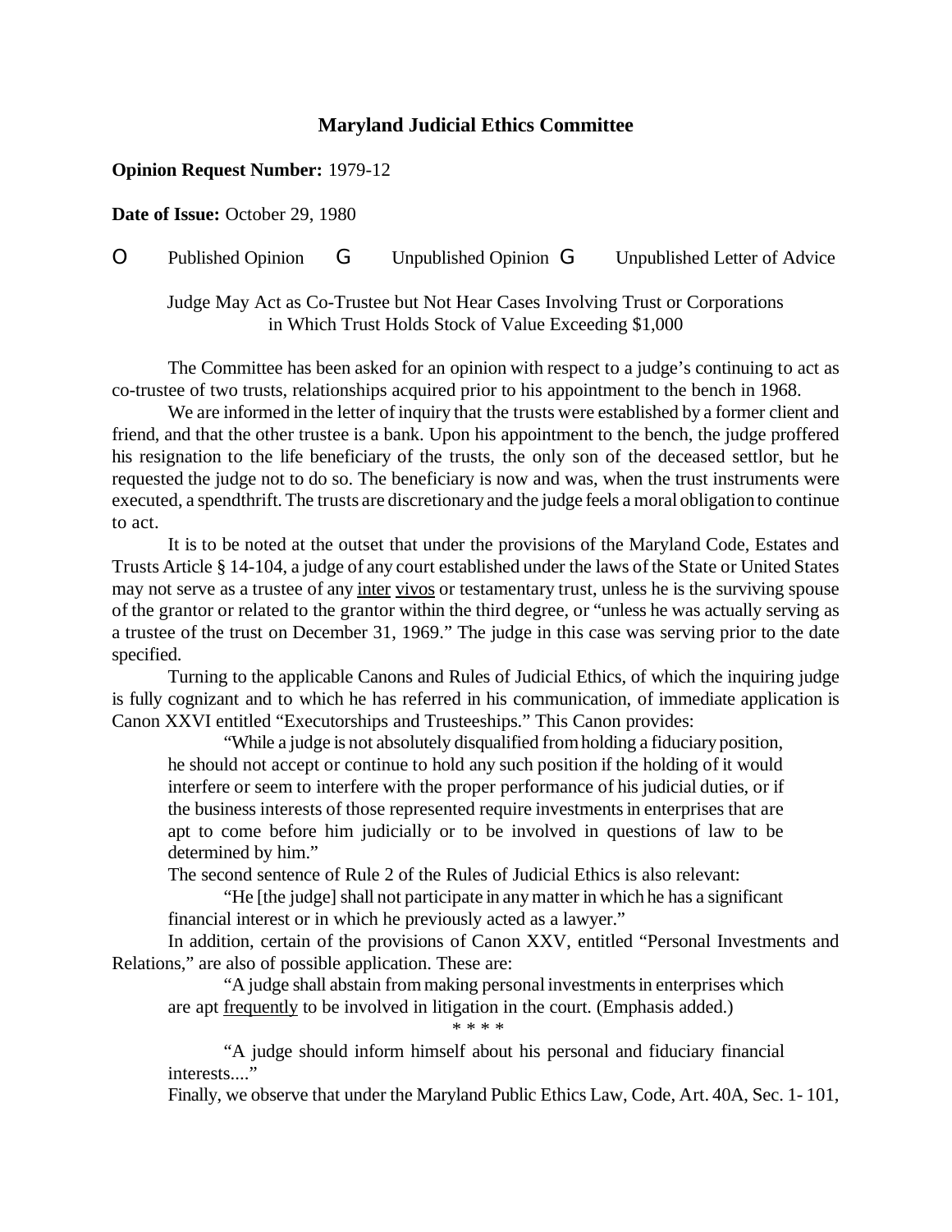## Maryland Judicial Ethics Committee

**Opinion Request Number:** 1979-12

**Date of Issue:** October 29, 1980

O Published Opinion G Unpublished Opinion G Unpublished Letter of Advice

Judge May Act as Co-Trustee but Not Hear Cases Involving Trust or Corporations in Which Trust Holds Stock of Value Exceeding $1,000

The Committee has been asked for an opinion with respect to a judge's continuing to act as co-trustee of two trusts, relationships acquired prior to his appointment to the bench in 1968.

We are informed in the letter of inquiry that the trusts were established by a former client and friend, and that the other trustee is a bank. Upon his appointment to the bench, the judge proffered his resignation to the life beneficiary of the trusts, the only son of the deceased settlor, but he requested the judge not to do so. The beneficiary is now and was, when the trust instruments were executed, a spendthrift. The trusts are discretionary and the judge feels a moral obligation to continue to act.

It is to be noted at the outset that under the provisions of the Maryland Code, Estates and Trusts Article § 14-104, a judge of any court established under the laws of the State or United States may not serve as a trustee of any inter vivos or testamentary trust, unless he is the surviving spouse of the grantor or related to the grantor within the third degree, or "unless he was actually serving as a trustee of the trust on December 31, 1969." The judge in this case was serving prior to the date specified.

Turning to the applicable Canons and Rules of Judicial Ethics, of which the inquiring judge is fully cognizant and to which he has referred in his communication, of immediate application is Canon XXVI entitled "Executorships and Trusteeships." This Canon provides:

> "While a judge is not absolutely disqualified from holding a fiduciary position, he should not accept or continue to hold any such position if the holding of it would interfere or seem to interfere with the proper performance of his judicial duties, or if the business interests of those represented require investments in enterprises that are apt to come before him judicially or to be involved in questions of law to be determined by him."

The second sentence of Rule 2 of the Rules of Judicial Ethics is also relevant:

> "He [the judge] shall not participate in any matter in which he has a significant financial interest or in which he previously acted as a lawyer."

In addition, certain of the provisions of Canon XXV, entitled "Personal Investments and Relations," are also of possible application. These are:

> "A judge shall abstain from making personal investments in enterprises which are apt frequently to be involved in litigation in the court. (Emphasis added.)
>
> \* \* \* \*
>
> "A judge should inform himself about his personal and fiduciary financial interests...."

Finally, we observe that under the Maryland Public Ethics Law, Code, Art. 40A, Sec. 1- 101,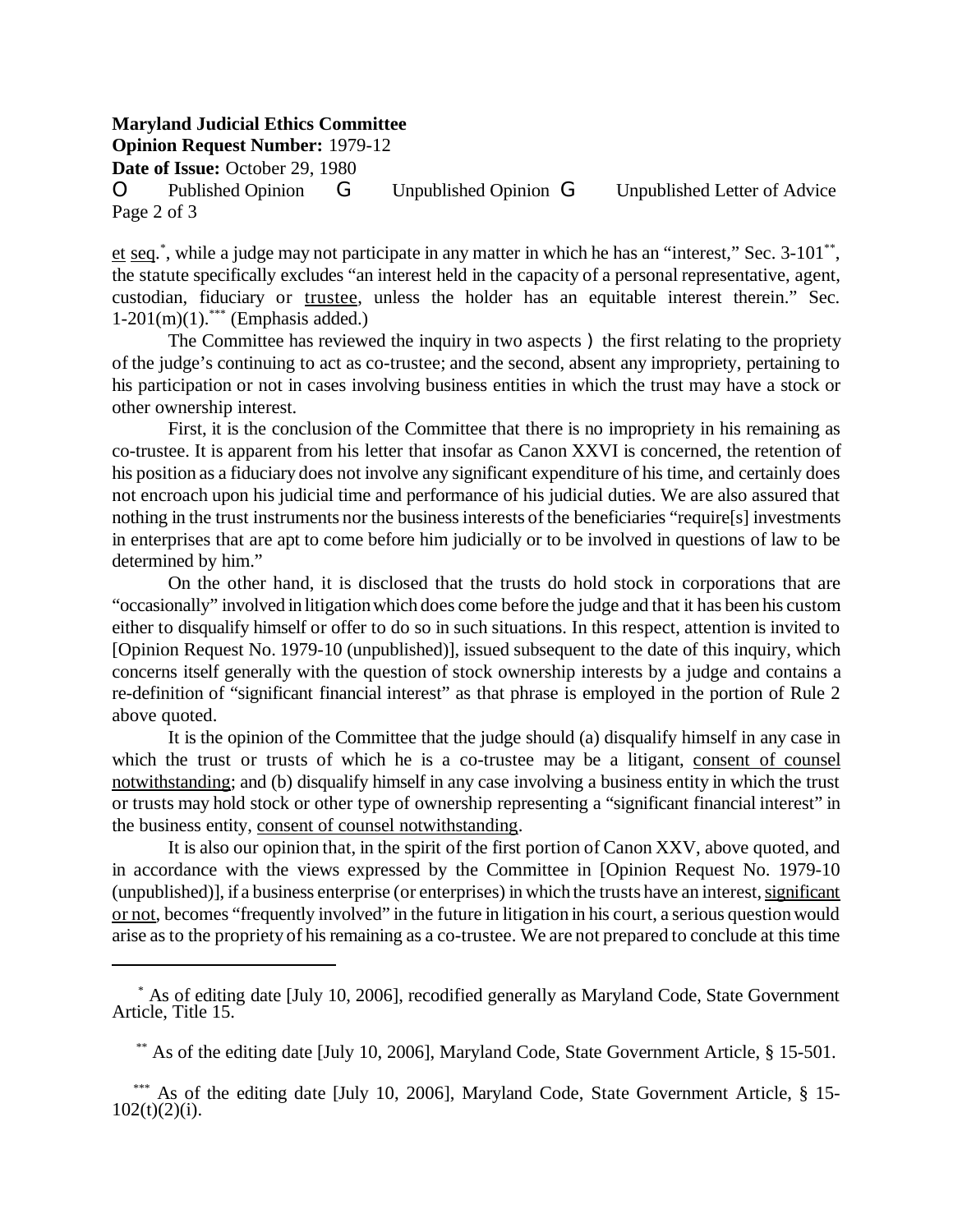et seq.[*], while a judge may not participate in any matter in which he has an "interest," Sec. 3-101[**], the statute specifically excludes "an interest held in the capacity of a personal representative, agent, custodian, fiduciary or trustee, unless the holder has an equitable interest therein." Sec. 1-201(m)(1).[***] (Emphasis added.)

The Committee has reviewed the inquiry in two aspects – the first relating to the propriety of the judge's continuing to act as co-trustee; and the second, absent any impropriety, pertaining to his participation or not in cases involving business entities in which the trust may have a stock or other ownership interest.

First, it is the conclusion of the Committee that there is no impropriety in his remaining as co-trustee. It is apparent from his letter that insofar as Canon XXVI is concerned, the retention of his position as a fiduciary does not involve any significant expenditure of his time, and certainly does not encroach upon his judicial time and performance of his judicial duties. We are also assured that nothing in the trust instruments nor the business interests of the beneficiaries "require[s] investments in enterprises that are apt to come before him judicially or to be involved in questions of law to be determined by him."

On the other hand, it is disclosed that the trusts do hold stock in corporations that are "occasionally" involved in litigation which does come before the judge and that it has been his custom either to disqualify himself or offer to do so in such situations. In this respect, attention is invited to [Opinion Request No. 1979-10 (unpublished)], issued subsequent to the date of this inquiry, which concerns itself generally with the question of stock ownership interests by a judge and contains a re-definition of "significant financial interest" as that phrase is employed in the portion of Rule 2 above quoted.

It is the opinion of the Committee that the judge should (a) disqualify himself in any case in which the trust or trusts of which he is a co-trustee may be a litigant, consent of counsel notwithstanding; and (b) disqualify himself in any case involving a business entity in which the trust or trusts may hold stock or other type of ownership representing a "significant financial interest" in the business entity, consent of counsel notwithstanding.

It is also our opinion that, in the spirit of the first portion of Canon XXV, above quoted, and in accordance with the views expressed by the Committee in [Opinion Request No. 1979-10 (unpublished)], if a business enterprise (or enterprises) in which the trusts have an interest, significant or not, becomes "frequently involved" in the future in litigation in his court, a serious question would arise as to the propriety of his remaining as a co-trustee. We are not prepared to conclude at this time

---

[*] As of editing date [July 10, 2006], recodified generally as Maryland Code, State Government Article, Title 15.

[**] As of the editing date [July 10, 2006], Maryland Code, State Government Article, § 15-501.

[***] As of the editing date [July 10, 2006], Maryland Code, State Government Article, § 15-102(t)(2)(i).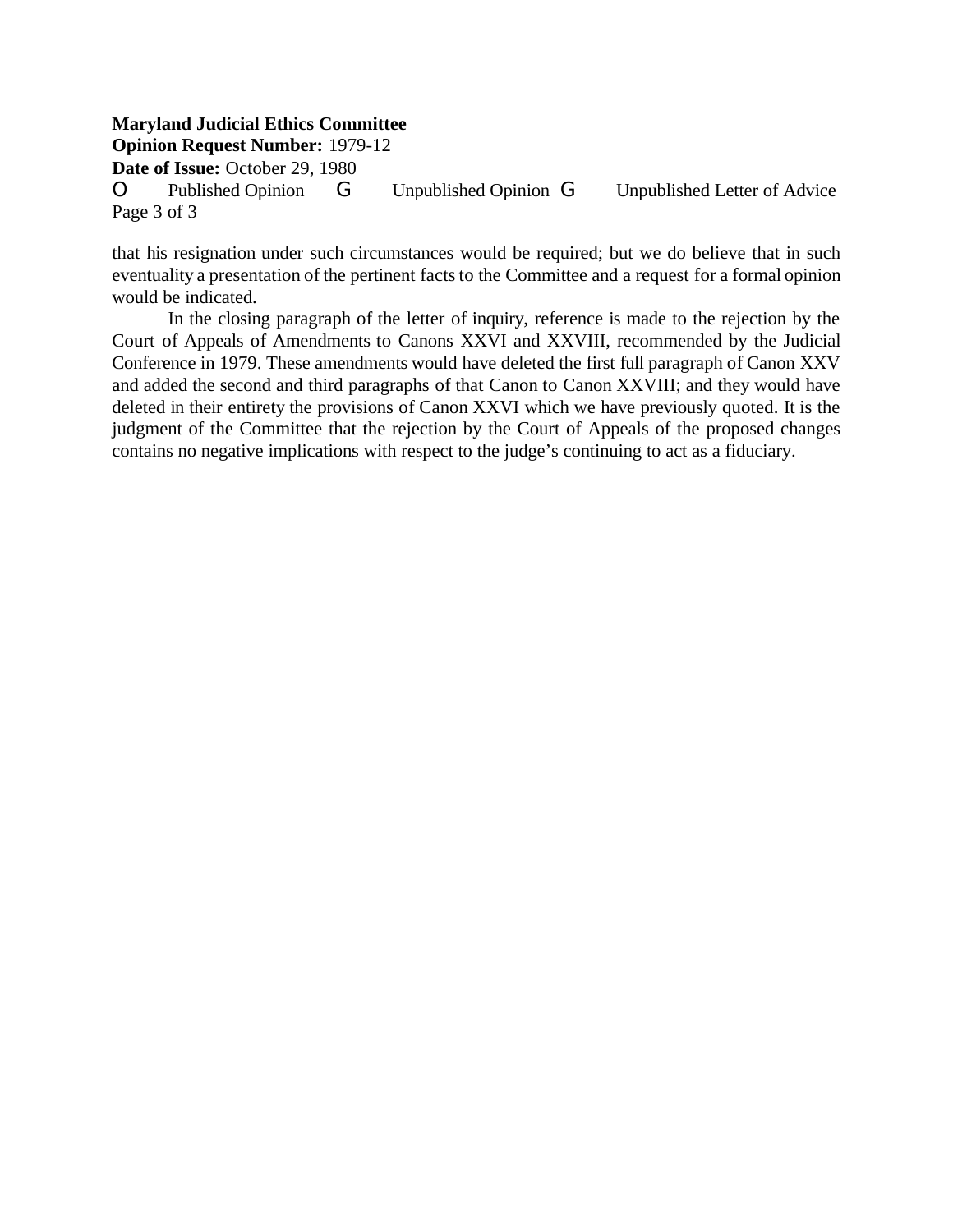that his resignation under such circumstances would be required; but we do believe that in such eventuality a presentation of the pertinent facts to the Committee and a request for a formal opinion would be indicated.

In the closing paragraph of the letter of inquiry, reference is made to the rejection by the Court of Appeals of Amendments to Canons XXVI and XXVIII, recommended by the Judicial Conference in 1979. These amendments would have deleted the first full paragraph of Canon XXV and added the second and third paragraphs of that Canon to Canon XXVIII; and they would have deleted in their entirety the provisions of Canon XXVI which we have previously quoted. It is the judgment of the Committee that the rejection by the Court of Appeals of the proposed changes contains no negative implications with respect to the judge's continuing to act as a fiduciary.